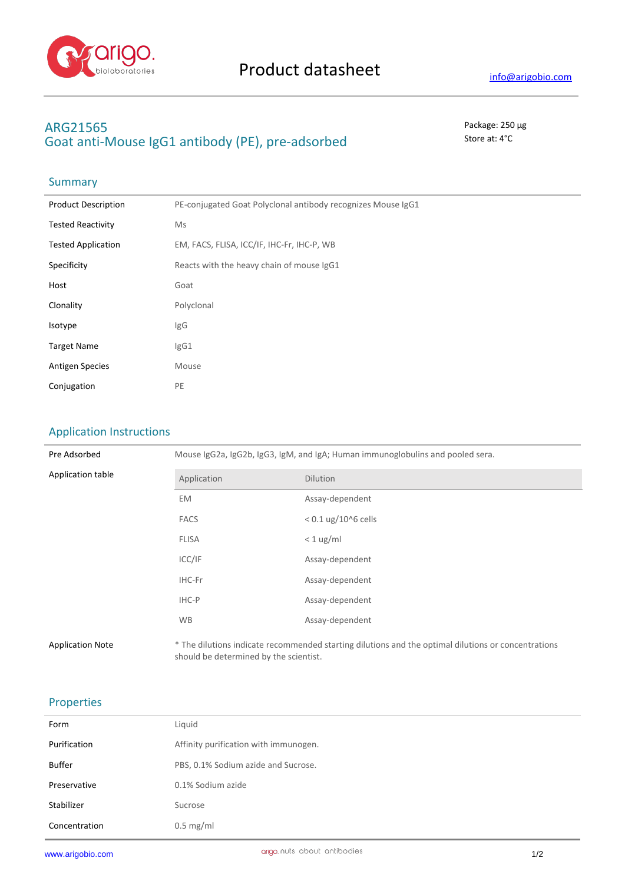Product datasheet

info@arigobio.com

# ARG21565
## Goat anti-Mouse IgG1 antibody (PE), pre-adsorbed

Package: 250 μg
Store at: 4°C

## Summary

| | |
|---|---|
| Product Description | PE-conjugated Goat Polyclonal antibody recognizes Mouse IgG1 |
| Tested Reactivity | Ms |
| Tested Application | EM, FACS, FLISA, ICC/IF, IHC-Fr, IHC-P, WB |
| Specificity | Reacts with the heavy chain of mouse IgG1 |
| Host | Goat |
| Clonality | Polyclonal |
| Isotype | IgG |
| Target Name | IgG1 |
| Antigen Species | Mouse |
| Conjugation | PE |

## Application Instructions

Pre Adsorbed: Mouse IgG2a, IgG2b, IgG3, IgM, and IgA; Human immunoglobulins and pooled sera.

Application table:

| Application | Dilution |
|---|---|
| EM | Assay-dependent |
| FACS | < 0.1 ug/10^6 cells |
| FLISA | < 1 ug/ml |
| ICC/IF | Assay-dependent |
| IHC-Fr | Assay-dependent |
| IHC-P | Assay-dependent |
| WB | Assay-dependent |

Application Note: * The dilutions indicate recommended starting dilutions and the optimal dilutions or concentrations should be determined by the scientist.

## Properties

| | |
|---|---|
| Form | Liquid |
| Purification | Affinity purification with immunogen. |
| Buffer | PBS, 0.1% Sodium azide and Sucrose. |
| Preservative | 0.1% Sodium azide |
| Stabilizer | Sucrose |
| Concentration | 0.5 mg/ml |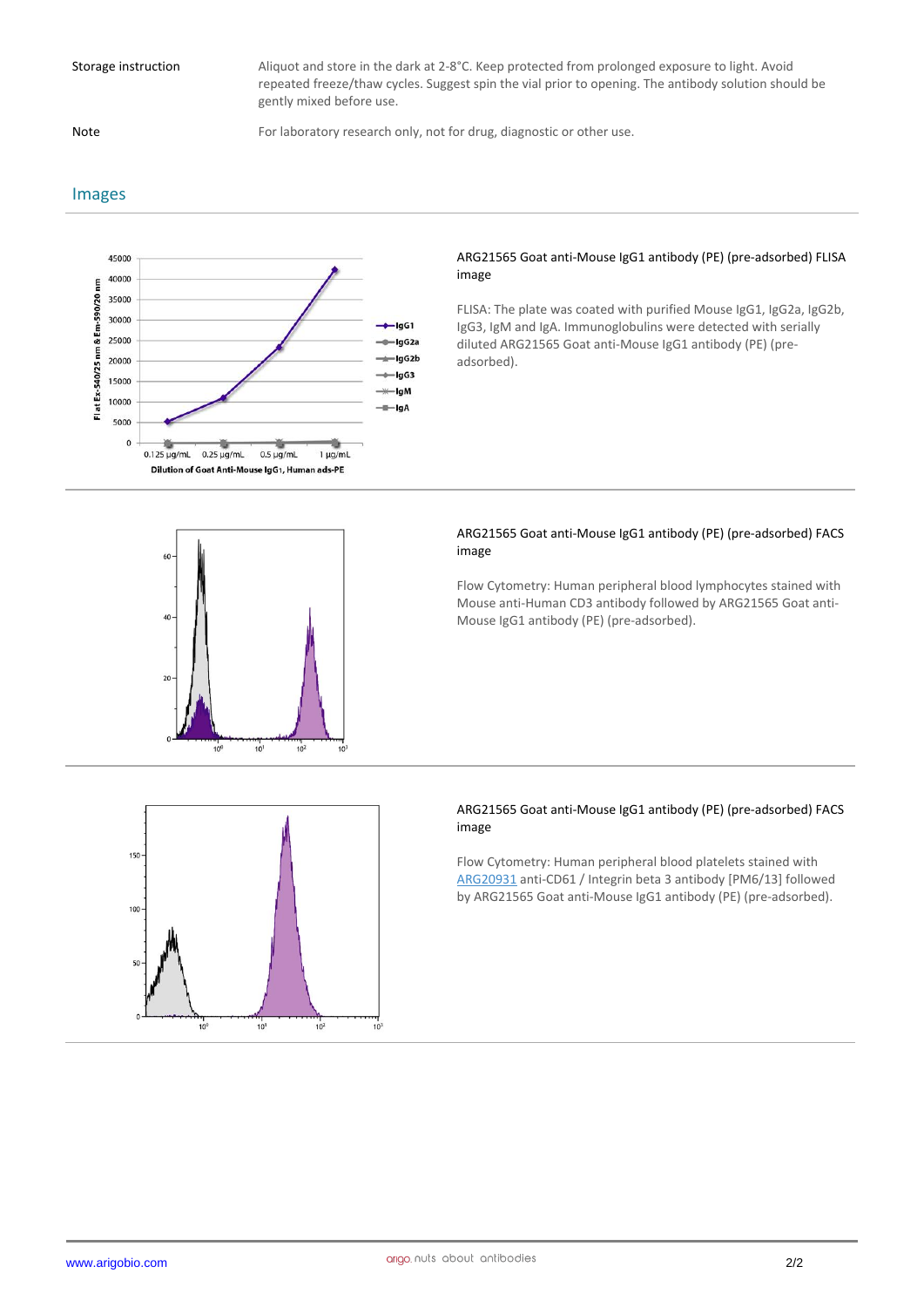| | |
|---|---|
| Storage instruction | Aliquot and store in the dark at 2-8°C. Keep protected from prolonged exposure to light. Avoid repeated freeze/thaw cycles. Suggest spin the vial prior to opening. The antibody solution should be gently mixed before use. |
| Note | For laboratory research only, not for drug, diagnostic or other use. |

## Images

45000
40000
35000
30000
25000
20000
15000
10000
5000
0

Flat Ex-540/25 nm & Em-590/20 nm

0.125 µg/mL 0.25 µg/mL 0.5 µg/mL 1 µg/mL

Dilution of Goat Anti-Mouse IgG1, Human ads-PE

IgG1
IgG2a
IgG2b
IgG3
IgM
IgA

**ARG21565 Goat anti-Mouse IgG1 antibody (PE) (pre-adsorbed) FLISA image**

FLISA: The plate was coated with purified Mouse IgG1, IgG2a, IgG2b, IgG3, IgM and IgA. Immunoglobulins were detected with serially diluted ARG21565 Goat anti-Mouse IgG1 antibody (PE) (pre-adsorbed).

60
40
20
0

$10^0$ $10^1$ $10^2$ $10^3$

**ARG21565 Goat anti-Mouse IgG1 antibody (PE) (pre-adsorbed) FACS image**

Flow Cytometry: Human peripheral blood lymphocytes stained with Mouse anti-Human CD3 antibody followed by ARG21565 Goat anti-Mouse IgG1 antibody (PE) (pre-adsorbed).

150
100
50
0

$10^0$ $10^1$ $10^2$ $10^3$

**ARG21565 Goat anti-Mouse IgG1 antibody (PE) (pre-adsorbed) FACS image**

Flow Cytometry: Human peripheral blood platelets stained with ARG20931 anti-CD61 / Integrin beta 3 antibody [PM6/13] followed by ARG21565 Goat anti-Mouse IgG1 antibody (PE) (pre-adsorbed).